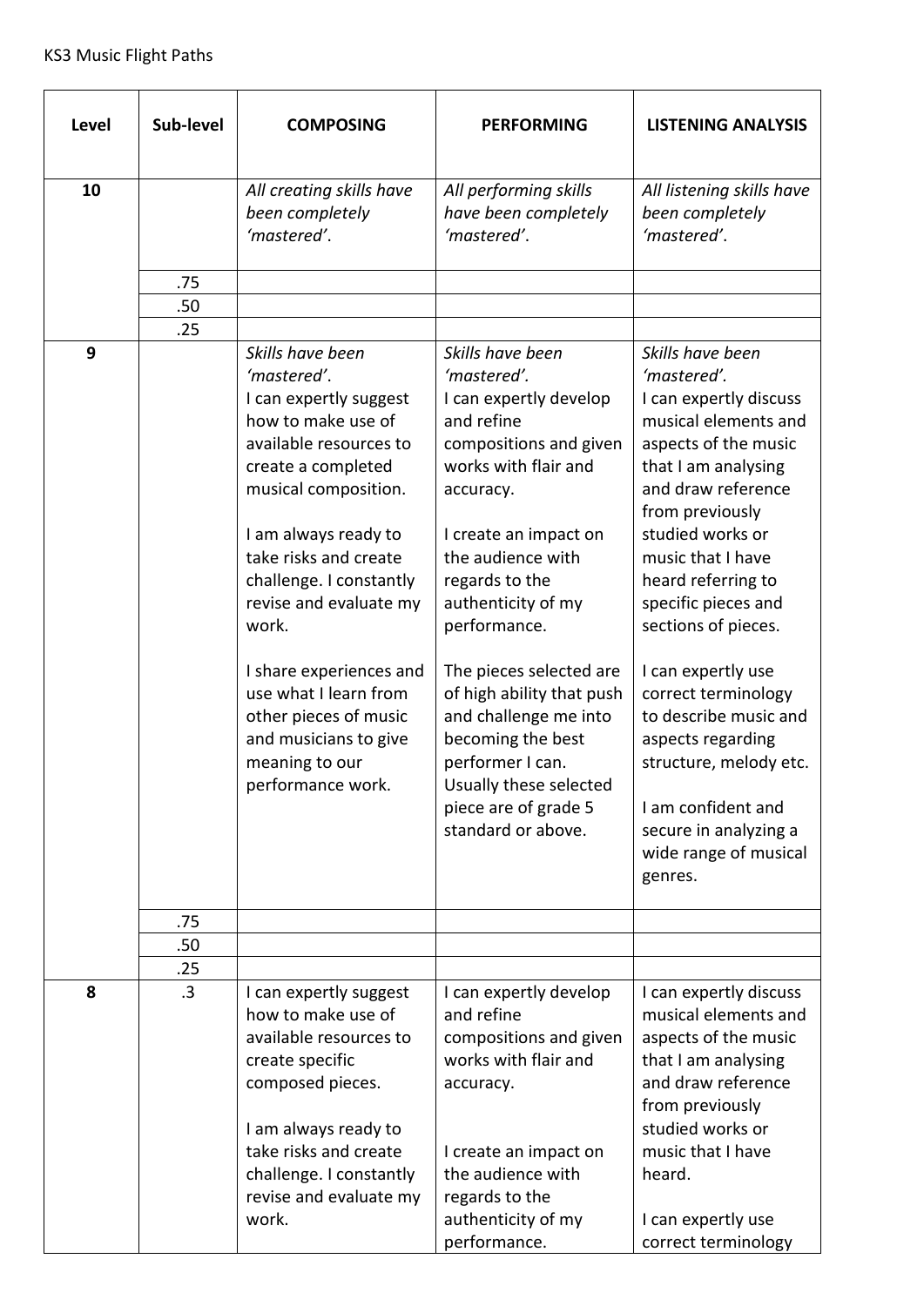KS3 Music Flight Paths

| Level | Sub-level | COMPOSING | PERFORMING | LISTENING ANALYSIS |
|---|---|---|---|---|
| 10 | | *All creating skills have been completely 'mastered'.* | *All performing skills have been completely 'mastered'.* | *All listening skills have been completely 'mastered'.* |
| | .75 | | | |
| | .50 | | | |
| | .25 | | | |
| 9 | | *Skills have been 'mastered'.*<br>I can expertly suggest how to make use of available resources to create a completed musical composition.<br><br>I am always ready to take risks and create challenge. I constantly revise and evaluate my work.<br><br>I share experiences and use what I learn from other pieces of music and musicians to give meaning to our performance work. | *Skills have been 'mastered'.*<br>I can expertly develop and refine compositions and given works with flair and accuracy.<br><br>I create an impact on the audience with regards to the authenticity of my performance.<br><br>The pieces selected are of high ability that push and challenge me into becoming the best performer I can. Usually these selected piece are of grade 5 standard or above. | *Skills have been 'mastered'.*<br>I can expertly discuss musical elements and aspects of the music that I am analysing and draw reference from previously studied works or music that I have heard referring to specific pieces and sections of pieces.<br><br>I can expertly use correct terminology to describe music and aspects regarding structure, melody etc.<br><br>I am confident and secure in analyzing a wide range of musical genres. |
| | .75 | | | |
| | .50 | | | |
| | .25 | | | |
| 8 | .3 | I can expertly suggest how to make use of available resources to create specific composed pieces.<br><br>I am always ready to take risks and create challenge. I constantly revise and evaluate my work. | I can expertly develop and refine compositions and given works with flair and accuracy.<br><br>I create an impact on the audience with regards to the authenticity of my performance. | I can expertly discuss musical elements and aspects of the music that I am analysing and draw reference from previously studied works or music that I have heard.<br><br>I can expertly use correct terminology |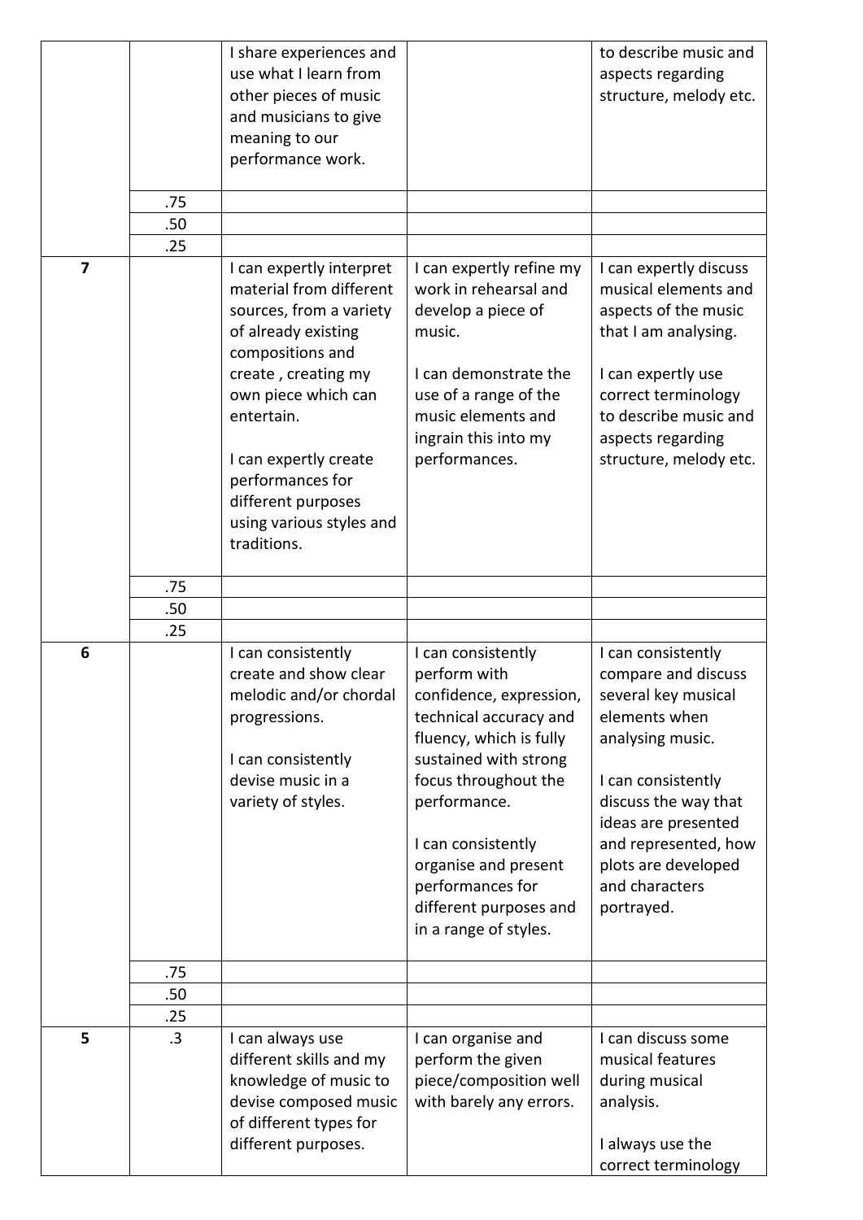| | | | | |
|---|---|---|---|---|
| | | I share experiences and use what I learn from other pieces of music and musicians to give meaning to our performance work. | | to describe music and aspects regarding structure, melody etc. |
| | .75 | | | |
| | .50 | | | |
| | .25 | | | |
| **7** | | I can expertly interpret material from different sources, from a variety of already existing compositions and create , creating my own piece which can entertain.<br><br>I can expertly create performances for different purposes using various styles and traditions. | I can expertly refine my work in rehearsal and develop a piece of music.<br><br>I can demonstrate the use of a range of the music elements and ingrain this into my performances. | I can expertly discuss musical elements and aspects of the music that I am analysing.<br><br>I can expertly use correct terminology to describe music and aspects regarding structure, melody etc. |
| | .75 | | | |
| | .50 | | | |
| | .25 | | | |
| **6** | | I can consistently create and show clear melodic and/or chordal progressions.<br><br>I can consistently devise music in a variety of styles. | I can consistently perform with confidence, expression, technical accuracy and fluency, which is fully sustained with strong focus throughout the performance.<br><br>I can consistently organise and present performances for different purposes and in a range of styles. | I can consistently compare and discuss several key musical elements when analysing music.<br><br>I can consistently discuss the way that ideas are presented and represented, how plots are developed and characters portrayed. |
| | .75 | | | |
| | .50 | | | |
| | .25 | | | |
| **5** | .3 | I can always use different skills and my knowledge of music to devise composed music of different types for different purposes. | I can organise and perform the given piece/composition well with barely any errors. | I can discuss some musical features during musical analysis.<br><br>I always use the correct terminology |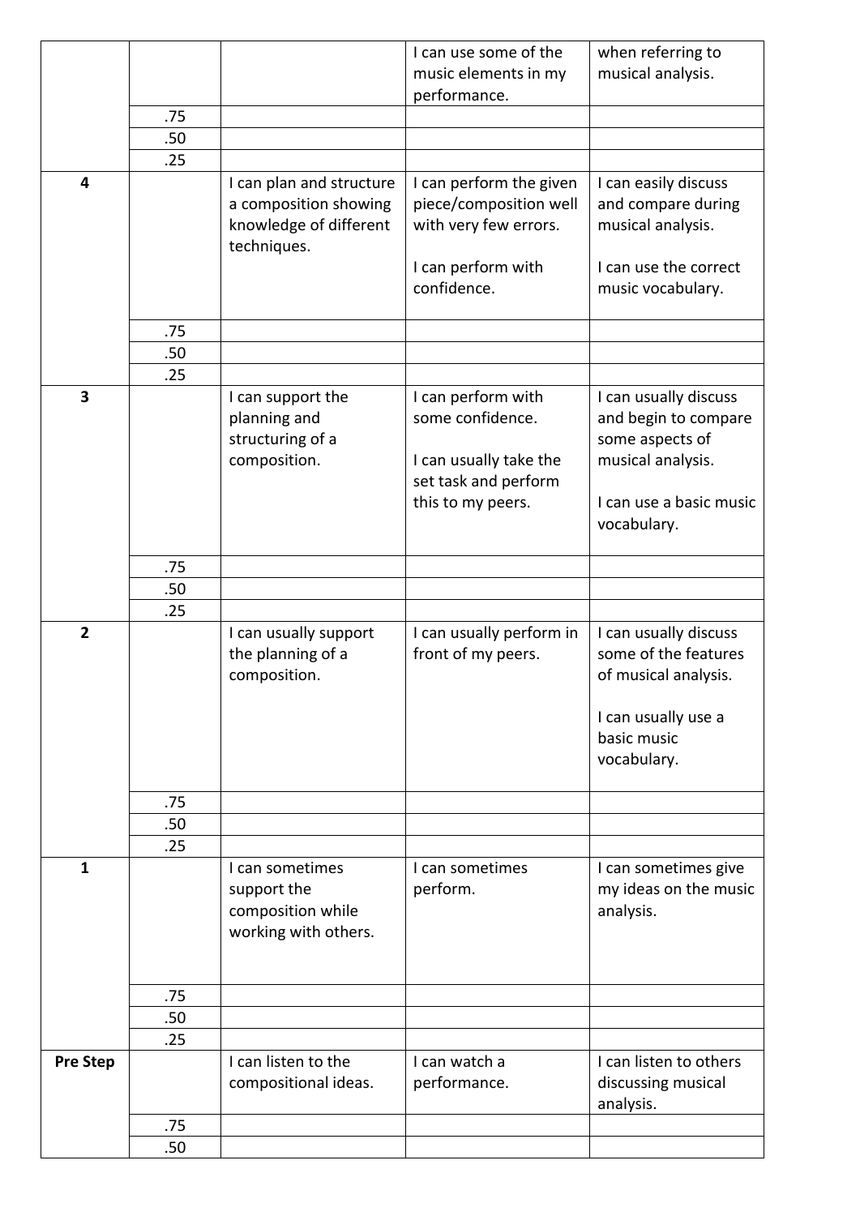| | | | | |
|---|---|---|---|---|
| | | | I can use some of the music elements in my performance. | when referring to musical analysis. |
| | .75 | | | |
| | .50 | | | |
| | .25 | | | |
| **4** | | I can plan and structure a composition showing knowledge of different techniques. | I can perform the given piece/composition well with very few errors.<br><br>I can perform with confidence. | I can easily discuss and compare during musical analysis.<br><br>I can use the correct music vocabulary. |
| | .75 | | | |
| | .50 | | | |
| | .25 | | | |
| **3** | | I can support the planning and structuring of a composition. | I can perform with some confidence.<br><br>I can usually take the set task and perform this to my peers. | I can usually discuss and begin to compare some aspects of musical analysis.<br><br>I can use a basic music vocabulary. |
| | .75 | | | |
| | .50 | | | |
| | .25 | | | |
| **2** | | I can usually support the planning of a composition. | I can usually perform in front of my peers. | I can usually discuss some of the features of musical analysis.<br><br>I can usually use a basic music vocabulary. |
| | .75 | | | |
| | .50 | | | |
| | .25 | | | |
| **1** | | I can sometimes support the composition while working with others. | I can sometimes perform. | I can sometimes give my ideas on the music analysis. |
| | .75 | | | |
| | .50 | | | |
| | .25 | | | |
| **Pre Step** | | I can listen to the compositional ideas. | I can watch a performance. | I can listen to others discussing musical analysis. |
| | .75 | | | |
| | .50 | | | |